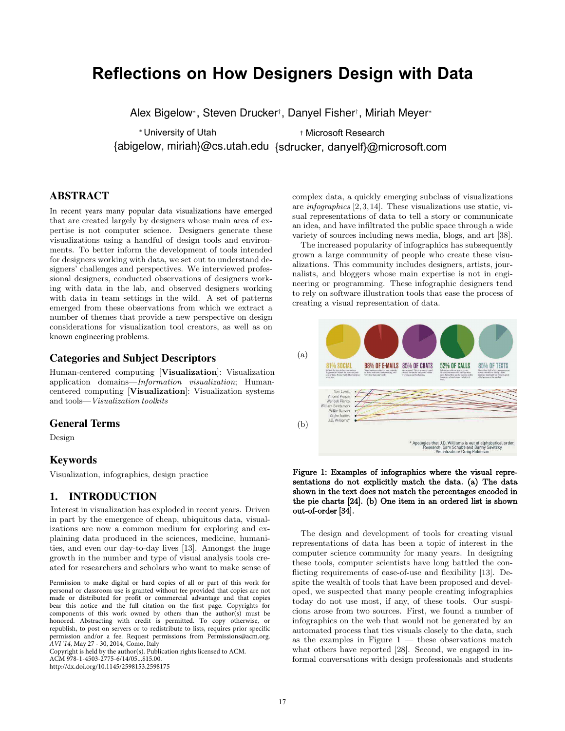# Reflections on How Designers Design with Data

Alex Bigelow*, Steven Drucker†, Danyel Fisher†, Miriah Meyer*

* University of Utah
{abigelow, miriah}@cs.utah.edu

† Microsoft Research
{sdrucker, danyelf}@microsoft.com

## ABSTRACT

In recent years many popular data visualizations have emerged that are created largely by designers whose main area of expertise is not computer science. Designers generate these visualizations using a handful of design tools and environments. To better inform the development of tools intended for designers working with data, we set out to understand designers' challenges and perspectives. We interviewed professional designers, conducted observations of designers working with data in the lab, and observed designers working with data in team settings in the wild. A set of patterns emerged from these observations from which we extract a number of themes that provide a new perspective on design considerations for visualization tool creators, as well as on known engineering problems.

## Categories and Subject Descriptors

Human-centered computing [**Visualization**]: Visualization application domains—*Information visualization*; Human-centered computing [**Visualization**]: Visualization systems and tools—*Visualization toolkits*

## General Terms

Design

## Keywords

Visualization, infographics, design practice

## 1. INTRODUCTION

Interest in visualization has exploded in recent years. Driven in part by the emergence of cheap, ubiquitous data, visualizations are now a common medium for exploring and explaining data produced in the sciences, medicine, humanities, and even our day-to-day lives [13]. Amongst the huge growth in the number and type of visual analysis tools created for researchers and scholars who want to make sense of complex data, a quickly emerging subclass of visualizations are *infographics* [2, 3, 14]. These visualizations use static, visual representations of data to tell a story or communicate an idea, and have infiltrated the public space through a wide variety of sources including news media, blogs, and art [38].

The increased popularity of infographics has subsequently grown a large community of people who create these visualizations. This community includes designers, artists, journalists, and bloggers whose main expertise is not in engineering or programming. These infographic designers tend to rely on software illustration tools that ease the process of creating a visual representation of data.

**Figure 1: Examples of infographics where the visual representations do not explicitly match the data. (a) The data shown in the text does not match the percentages encoded in the pie charts [24]. (b) One item in an ordered list is shown out-of-order [34].**

The design and development of tools for creating visual representations of data has been a topic of interest in the computer science community for many years. In designing these tools, computer scientists have long battled the conflicting requirements of ease-of-use and flexibility [13]. Despite the wealth of tools that have been proposed and developed, we suspected that many people creating infographics today do not use most, if any, of these tools. Our suspicions arose from two sources. First, we found a number of infographics on the web that would not be generated by an automated process that ties visuals closely to the data, such as the examples in Figure 1 — these observations match what others have reported [28]. Second, we engaged in informal conversations with design professionals and students

Permission to make digital or hard copies of all or part of this work for personal or classroom use is granted without fee provided that copies are not made or distributed for profit or commercial advantage and that copies bear this notice and the full citation on the first page. Copyrights for components of this work owned by others than the author(s) must be honored. Abstracting with credit is permitted. To copy otherwise, or republish, to post on servers or to redistribute to lists, requires prior specific permission and/or a fee. Request permissions from Permissions@acm.org.
*AVI '14*, May 27 - 30, 2014, Como, Italy
Copyright is held by the author(s). Publication rights licensed to ACM.
ACM 978-1-4503-2775-6/14/05...$15.00.
http://dx.doi.org/10.1145/2598153.2598175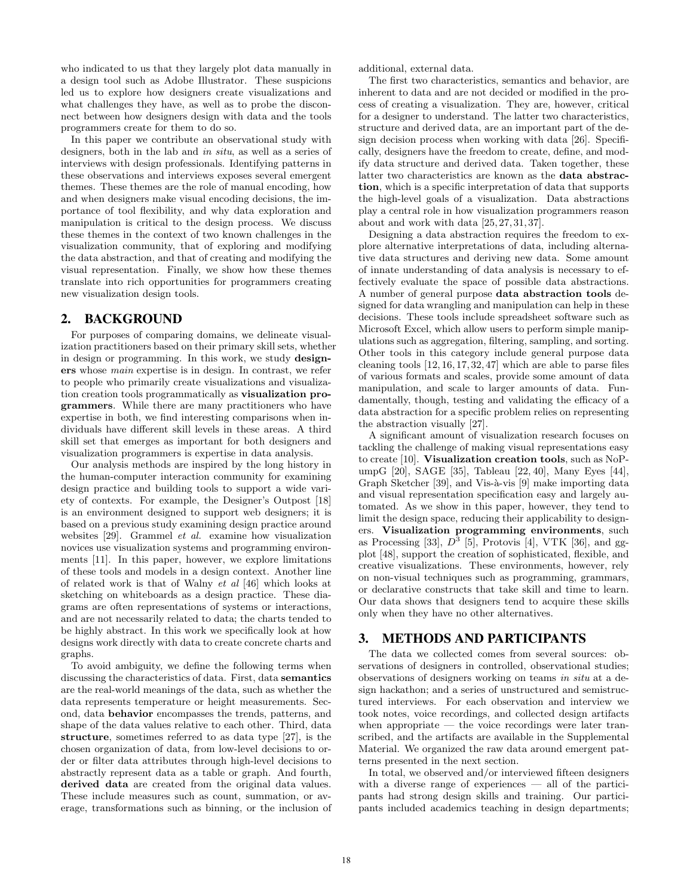who indicated to us that they largely plot data manually in a design tool such as Adobe Illustrator. These suspicions led us to explore how designers create visualizations and what challenges they have, as well as to probe the disconnect between how designers design with data and the tools programmers create for them to do so.

In this paper we contribute an observational study with designers, both in the lab and *in situ*, as well as a series of interviews with design professionals. Identifying patterns in these observations and interviews exposes several emergent themes. These themes are the role of manual encoding, how and when designers make visual encoding decisions, the importance of tool flexibility, and why data exploration and manipulation is critical to the design process. We discuss these themes in the context of two known challenges in the visualization community, that of exploring and modifying the data abstraction, and that of creating and modifying the visual representation. Finally, we show how these themes translate into rich opportunities for programmers creating new visualization design tools.

## 2. BACKGROUND

For purposes of comparing domains, we delineate visualization practitioners based on their primary skill sets, whether in design or programming. In this work, we study **designers** whose *main* expertise is in design. In contrast, we refer to people who primarily create visualizations and visualization creation tools programmatically as **visualization programmers**. While there are many practitioners who have expertise in both, we find interesting comparisons when individuals have different skill levels in these areas. A third skill set that emerges as important for both designers and visualization programmers is expertise in data analysis.

Our analysis methods are inspired by the long history in the human-computer interaction community for examining design practice and building tools to support a wide variety of contexts. For example, the Designer's Outpost [18] is an environment designed to support web designers; it is based on a previous study examining design practice around websites [29]. Grammel *et al.* examine how visualization novices use visualization systems and programming environments [11]. In this paper, however, we explore limitations of these tools and models in a design context. Another line of related work is that of Walny *et al* [46] which looks at sketching on whiteboards as a design practice. These diagrams are often representations of systems or interactions, and are not necessarily related to data; the charts tended to be highly abstract. In this work we specifically look at how designs work directly with data to create concrete charts and graphs.

To avoid ambiguity, we define the following terms when discussing the characteristics of data. First, data **semantics** are the real-world meanings of the data, such as whether the data represents temperature or height measurements. Second, data **behavior** encompasses the trends, patterns, and shape of the data values relative to each other. Third, data **structure**, sometimes referred to as data type [27], is the chosen organization of data, from low-level decisions to order or filter data attributes through high-level decisions to abstractly represent data as a table or graph. And fourth, **derived data** are created from the original data values. These include measures such as count, summation, or average, transformations such as binning, or the inclusion of additional, external data.

The first two characteristics, semantics and behavior, are inherent to data and are not decided or modified in the process of creating a visualization. They are, however, critical for a designer to understand. The latter two characteristics, structure and derived data, are an important part of the design decision process when working with data [26]. Specifically, designers have the freedom to create, define, and modify data structure and derived data. Taken together, these latter two characteristics are known as the **data abstraction**, which is a specific interpretation of data that supports the high-level goals of a visualization. Data abstractions play a central role in how visualization programmers reason about and work with data [25, 27, 31, 37].

Designing a data abstraction requires the freedom to explore alternative interpretations of data, including alternative data structures and deriving new data. Some amount of innate understanding of data analysis is necessary to effectively evaluate the space of possible data abstractions. A number of general purpose **data abstraction tools** designed for data wrangling and manipulation can help in these decisions. These tools include spreadsheet software such as Microsoft Excel, which allow users to perform simple manipulations such as aggregation, filtering, sampling, and sorting. Other tools in this category include general purpose data cleaning tools [12, 16, 17, 32, 47] which are able to parse files of various formats and scales, provide some amount of data manipulation, and scale to larger amounts of data. Fundamentally, though, testing and validating the efficacy of a data abstraction for a specific problem relies on representing the abstraction visually [27].

A significant amount of visualization research focuses on tackling the challenge of making visual representations easy to create [10]. **Visualization creation tools**, such as NoPumpG [20], SAGE [35], Tableau [22, 40], Many Eyes [44], Graph Sketcher [39], and Vis-à-vis [9] make importing data and visual representation specification easy and largely automated. As we show in this paper, however, they tend to limit the design space, reducing their applicability to designers. **Visualization programming environments**, such as Processing [33], $D^3$ [5], Protovis [4], VTK [36], and ggplot [48], support the creation of sophisticated, flexible, and creative visualizations. These environments, however, rely on non-visual techniques such as programming, grammars, or declarative constructs that take skill and time to learn. Our data shows that designers tend to acquire these skills only when they have no other alternatives.

## 3. METHODS AND PARTICIPANTS

The data we collected comes from several sources: observations of designers in controlled, observational studies; observations of designers working on teams *in situ* at a design hackathon; and a series of unstructured and semistructured interviews. For each observation and interview we took notes, voice recordings, and collected design artifacts when appropriate — the voice recordings were later transcribed, and the artifacts are available in the Supplemental Material. We organized the raw data around emergent patterns presented in the next section.

In total, we observed and/or interviewed fifteen designers with a diverse range of experiences — all of the participants had strong design skills and training. Our participants included academics teaching in design departments;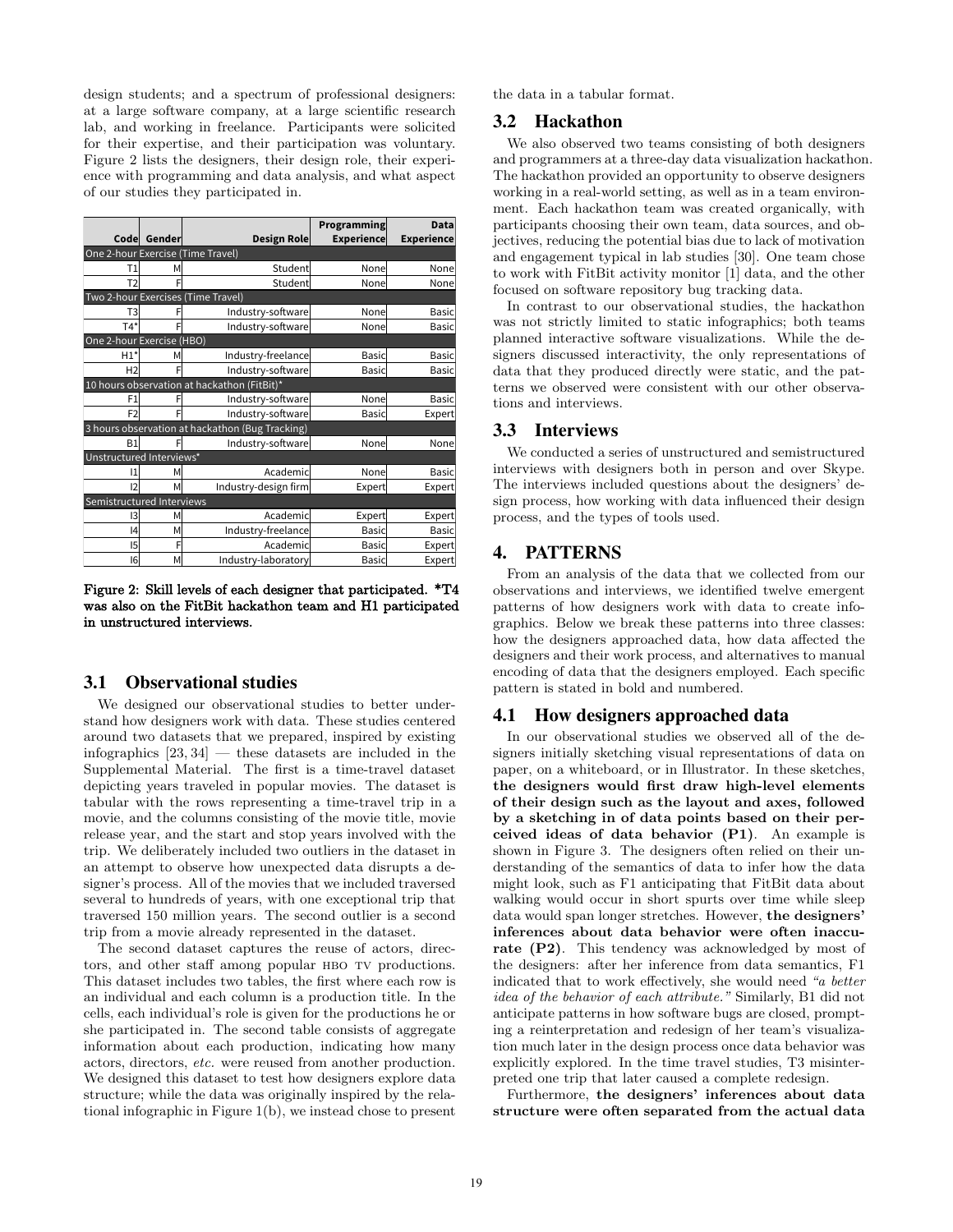design students; and a spectrum of professional designers: at a large software company, at a large scientific research lab, and working in freelance. Participants were solicited for their expertise, and their participation was voluntary. Figure 2 lists the designers, their design role, their experience with programming and data analysis, and what aspect of our studies they participated in.

| Code | Gender | Design Role | Programming Experience | Data Experience |
|---|---|---|---|---|
| One 2-hour Exercise (Time Travel) | | | | |
| T1 | M | Student | None | None |
| T2 | F | Student | None | None |
| Two 2-hour Exercises (Time Travel) | | | | |
| T3 | F | Industry-software | None | Basic |
| T4* | F | Industry-software | None | Basic |
| One 2-hour Exercise (HBO) | | | | |
| H1* | M | Industry-freelance | Basic | Basic |
| H2 | F | Industry-software | Basic | Basic |
| 10 hours observation at hackathon (FitBit)* | | | | |
| F1 | F | Industry-software | None | Basic |
| F2 | F | Industry-software | Basic | Expert |
| 3 hours observation at hackathon (Bug Tracking) | | | | |
| B1 | F | Industry-software | None | None |
| Unstructured Interviews* | | | | |
| I1 | M | Academic | None | Basic |
| I2 | M | Industry-design firm | Expert | Expert |
| Semistructured Interviews | | | | |
| I3 | M | Academic | Expert | Expert |
| I4 | M | Industry-freelance | Basic | Basic |
| I5 | F | Academic | Basic | Expert |
| I6 | M | Industry-laboratory | Basic | Expert |

**Figure 2: Skill levels of each designer that participated. *T4 was also on the FitBit hackathon team and H1 participated in unstructured interviews.**

## 3.1 Observational studies

We designed our observational studies to better understand how designers work with data. These studies centered around two datasets that we prepared, inspired by existing infographics [23, 34] — these datasets are included in the Supplemental Material. The first is a time-travel dataset depicting years traveled in popular movies. The dataset is tabular with the rows representing a time-travel trip in a movie, and the columns consisting of the movie title, movie release year, and the start and stop years involved with the trip. We deliberately included two outliers in the dataset in an attempt to observe how unexpected data disrupts a designer's process. All of the movies that we included traversed several to hundreds of years, with one exceptional trip that traversed 150 million years. The second outlier is a second trip from a movie already represented in the dataset.

The second dataset captures the reuse of actors, directors, and other staff among popular HBO TV productions. This dataset includes two tables, the first where each row is an individual and each column is a production title. In the cells, each individual's role is given for the productions he or she participated in. The second table consists of aggregate information about each production, indicating how many actors, directors, *etc.* were reused from another production. We designed this dataset to test how designers explore data structure; while the data was originally inspired by the relational infographic in Figure 1(b), we instead chose to present the data in a tabular format.

## 3.2 Hackathon

We also observed two teams consisting of both designers and programmers at a three-day data visualization hackathon. The hackathon provided an opportunity to observe designers working in a real-world setting, as well as in a team environment. Each hackathon team was created organically, with participants choosing their own team, data sources, and objectives, reducing the potential bias due to lack of motivation and engagement typical in lab studies [30]. One team chose to work with FitBit activity monitor [1] data, and the other focused on software repository bug tracking data.

In contrast to our observational studies, the hackathon was not strictly limited to static infographics; both teams planned interactive software visualizations. While the designers discussed interactivity, the only representations of data that they produced directly were static, and the patterns we observed were consistent with our other observations and interviews.

## 3.3 Interviews

We conducted a series of unstructured and semistructured interviews with designers both in person and over Skype. The interviews included questions about the designers' design process, how working with data influenced their design process, and the types of tools used.

# 4. PATTERNS

From an analysis of the data that we collected from our observations and interviews, we identified twelve emergent patterns of how designers work with data to create infographics. Below we break these patterns into three classes: how the designers approached data, how data affected the designers and their work process, and alternatives to manual encoding of data that the designers employed. Each specific pattern is stated in bold and numbered.

## 4.1 How designers approached data

In our observational studies we observed all of the designers initially sketching visual representations of data on paper, on a whiteboard, or in Illustrator. In these sketches, **the designers would first draw high-level elements of their design such as the layout and axes, followed by a sketching in of data points based on their perceived ideas of data behavior (P1)**. An example is shown in Figure 3. The designers often relied on their understanding of the semantics of data to infer how the data might look, such as F1 anticipating that FitBit data about walking would occur in short spurts over time while sleep data would span longer stretches. However, **the designers' inferences about data behavior were often inaccurate (P2)**. This tendency was acknowledged by most of the designers: after her inference from data semantics, F1 indicated that to work effectively, she would need *"a better idea of the behavior of each attribute."* Similarly, B1 did not anticipate patterns in how software bugs are closed, prompting a reinterpretation and redesign of her team's visualization much later in the design process once data behavior was explicitly explored. In the time travel studies, T3 misinterpreted one trip that later caused a complete redesign.

Furthermore, **the designers' inferences about data structure were often separated from the actual data**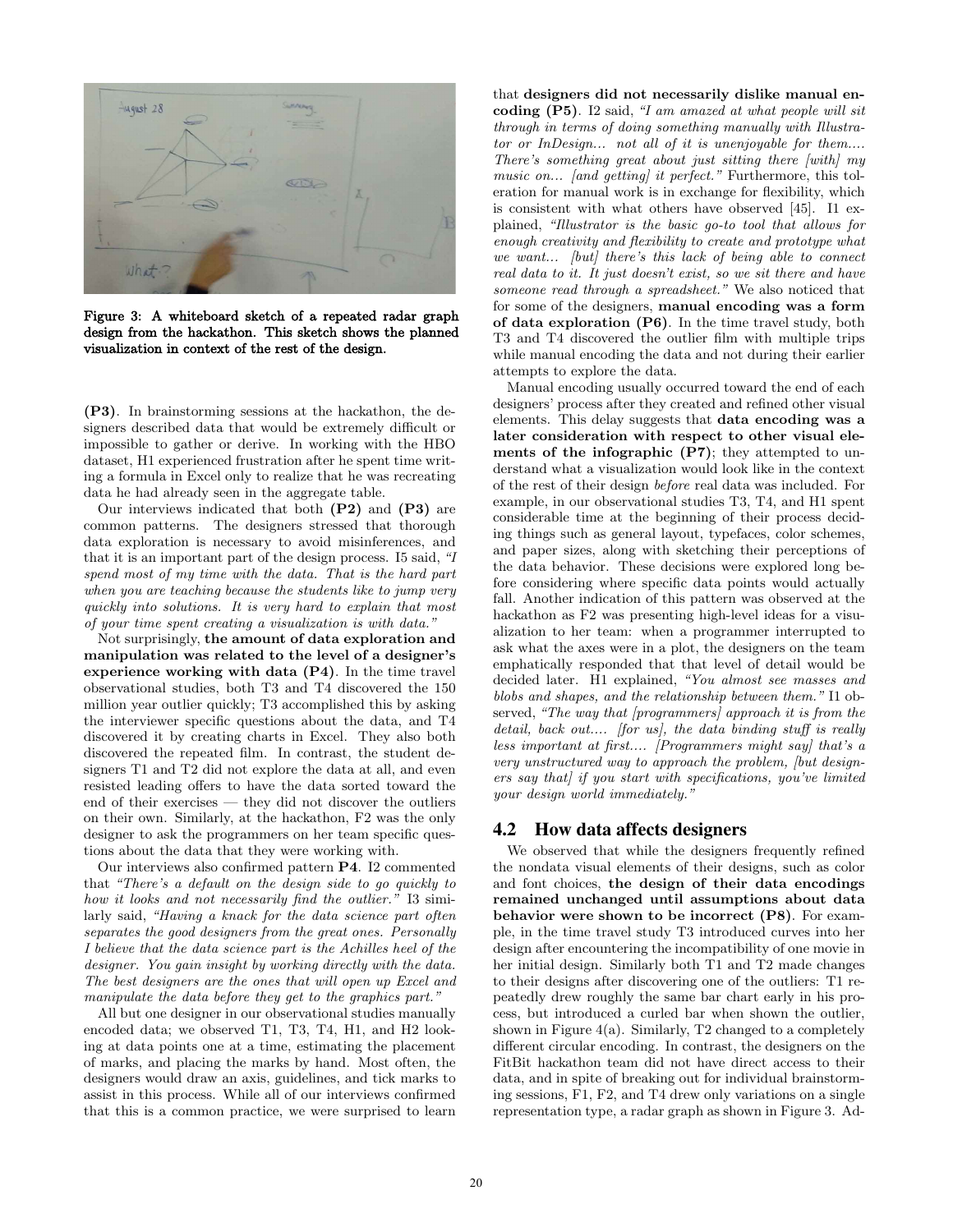Figure 3: A whiteboard sketch of a repeated radar graph design from the hackathon. This sketch shows the planned visualization in context of the rest of the design.

**(P3)**. In brainstorming sessions at the hackathon, the designers described data that would be extremely difficult or impossible to gather or derive. In working with the HBO dataset, H1 experienced frustration after he spent time writing a formula in Excel only to realize that he was recreating data he had already seen in the aggregate table.

Our interviews indicated that both **(P2)** and **(P3)** are common patterns. The designers stressed that thorough data exploration is necessary to avoid misinferences, and that it is an important part of the design process. I5 said, *"I spend most of my time with the data. That is the hard part when you are teaching because the students like to jump very quickly into solutions. It is very hard to explain that most of your time spent creating a visualization is with data."*

Not surprisingly, **the amount of data exploration and manipulation was related to the level of a designer's experience working with data (P4)**. In the time travel observational studies, both T3 and T4 discovered the 150 million year outlier quickly; T3 accomplished this by asking the interviewer specific questions about the data, and T4 discovered it by creating charts in Excel. They also both discovered the repeated film. In contrast, the student designers T1 and T2 did not explore the data at all, and even resisted leading offers to have the data sorted toward the end of their exercises — they did not discover the outliers on their own. Similarly, at the hackathon, F2 was the only designer to ask the programmers on her team specific questions about the data that they were working with.

Our interviews also confirmed pattern **P4**. I2 commented that *"There's a default on the design side to go quickly to how it looks and not necessarily find the outlier."* I3 similarly said, *"Having a knack for the data science part often separates the good designers from the great ones. Personally I believe that the data science part is the Achilles heel of the designer. You gain insight by working directly with the data. The best designers are the ones that will open up Excel and manipulate the data before they get to the graphics part."*

All but one designer in our observational studies manually encoded data; we observed T1, T3, T4, H1, and H2 looking at data points one at a time, estimating the placement of marks, and placing the marks by hand. Most often, the designers would draw an axis, guidelines, and tick marks to assist in this process. While all of our interviews confirmed that this is a common practice, we were surprised to learn that **designers did not necessarily dislike manual encoding (P5)**. I2 said, *"I am amazed at what people will sit through in terms of doing something manually with Illustrator or InDesign... not all of it is unenjoyable for them.... There's something great about just sitting there [with] my music on... [and getting] it perfect."* Furthermore, this toleration for manual work is in exchange for flexibility, which is consistent with what others have observed [45]. I1 explained, *"Illustrator is the basic go-to tool that allows for enough creativity and flexibility to create and prototype what we want... [but] there's this lack of being able to connect real data to it. It just doesn't exist, so we sit there and have someone read through a spreadsheet."* We also noticed that for some of the designers, **manual encoding was a form of data exploration (P6)**. In the time travel study, both T3 and T4 discovered the outlier film with multiple trips while manual encoding the data and not during their earlier attempts to explore the data.

Manual encoding usually occurred toward the end of each designers' process after they created and refined other visual elements. This delay suggests that **data encoding was a later consideration with respect to other visual elements of the infographic (P7)**; they attempted to understand what a visualization would look like in the context of the rest of their design *before* real data was included. For example, in our observational studies T3, T4, and H1 spent considerable time at the beginning of their process deciding things such as general layout, typefaces, color schemes, and paper sizes, along with sketching their perceptions of the data behavior. These decisions were explored long before considering where specific data points would actually fall. Another indication of this pattern was observed at the hackathon as F2 was presenting high-level ideas for a visualization to her team: when a programmer interrupted to ask what the axes were in a plot, the designers on the team emphatically responded that that level of detail would be decided later. H1 explained, *"You almost see masses and blobs and shapes, and the relationship between them."* I1 observed, *"The way that [programmers] approach it is from the detail, back out.... [for us], the data binding stuff is really less important at first.... [Programmers might say] that's a very unstructured way to approach the problem, [but designers say that] if you start with specifications, you've limited your design world immediately."*

## 4.2 How data affects designers

We observed that while the designers frequently refined the nondata visual elements of their designs, such as color and font choices, **the design of their data encodings remained unchanged until assumptions about data behavior were shown to be incorrect (P8)**. For example, in the time travel study T3 introduced curves into her design after encountering the incompatibility of one movie in her initial design. Similarly both T1 and T2 made changes to their designs after discovering one of the outliers: T1 repeatedly drew roughly the same bar chart early in his process, but introduced a curled bar when shown the outlier, shown in Figure 4(a). Similarly, T2 changed to a completely different circular encoding. In contrast, the designers on the FitBit hackathon team did not have direct access to their data, and in spite of breaking out for individual brainstorming sessions, F1, F2, and T4 drew only variations on a single representation type, a radar graph as shown in Figure 3. Ad-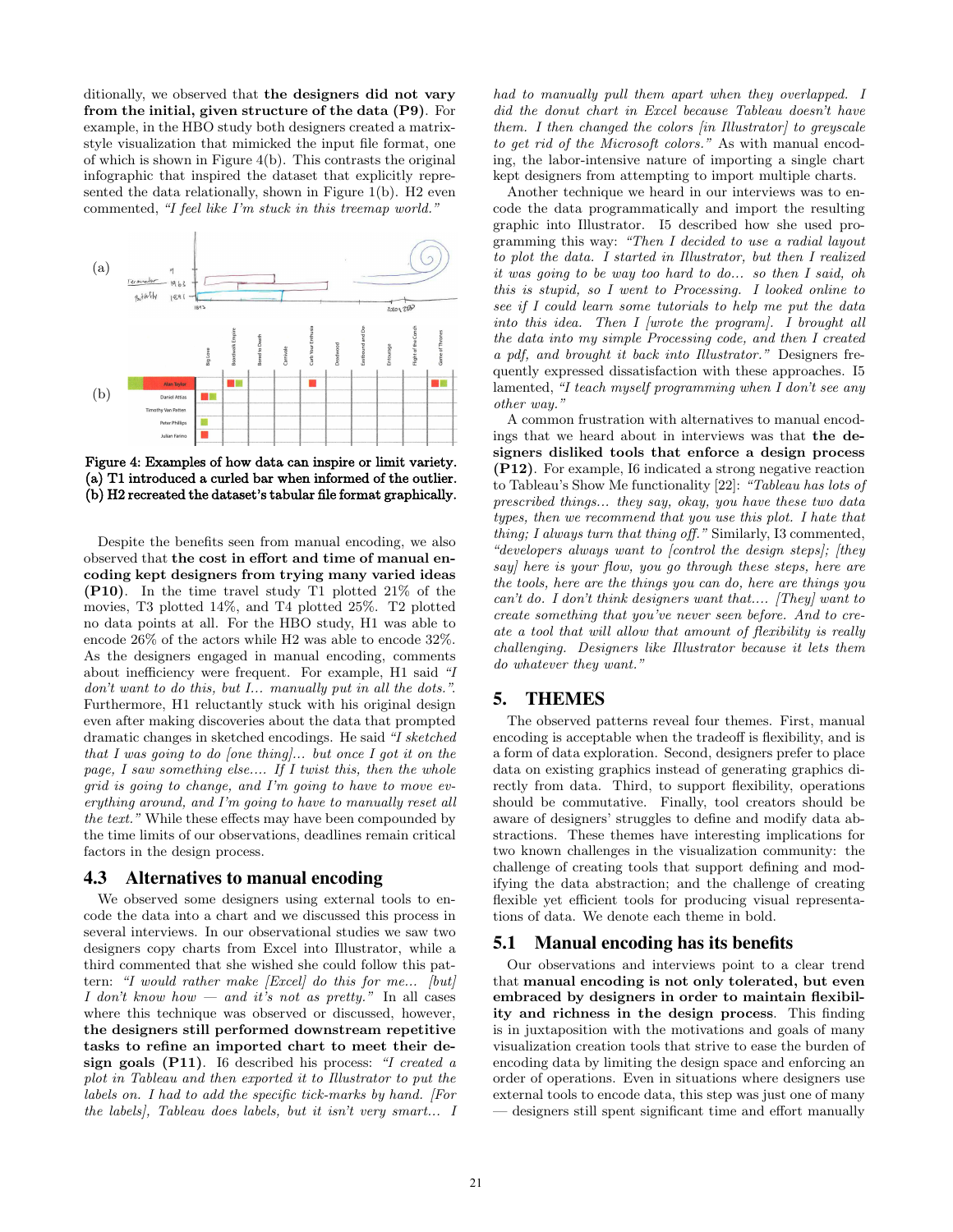ditionally, we observed that **the designers did not vary from the initial, given structure of the data (P9)**. For example, in the HBO study both designers created a matrix-style visualization that mimicked the input file format, one of which is shown in Figure 4(b). This contrasts the original infographic that inspired the dataset that explicitly represented the data relationally, shown in Figure 1(b). H2 even commented, *"I feel like I'm stuck in this treemap world."*

(a)

(b)

Big Love
Boardwalk Empire
Bored to Death
Carnivale
Curb Your Enthusiasm
Deadwood
Eastbound and Down
Entourage
Flight of the Conchords
Game of Thrones
Alan Taylor
Daniel Attias
Timothy Van Patten
Peter Phillips
Julian Farino

**Figure 4: Examples of how data can inspire or limit variety. (a) T1 introduced a curled bar when informed of the outlier. (b) H2 recreated the dataset's tabular file format graphically.**

Despite the benefits seen from manual encoding, we also observed that **the cost in effort and time of manual encoding kept designers from trying many varied ideas (P10)**. In the time travel study T1 plotted 21% of the movies, T3 plotted 14%, and T4 plotted 25%. T2 plotted no data points at all. For the HBO study, H1 was able to encode 26% of the actors while H2 was able to encode 32%. As the designers engaged in manual encoding, comments about inefficiency were frequent. For example, H1 said *"I don't want to do this, but I... manually put in all the dots."*. Furthermore, H1 reluctantly stuck with his original design even after making discoveries about the data that prompted dramatic changes in sketched encodings. He said *"I sketched that I was going to do [one thing]... but once I got it on the page, I saw something else.... If I twist this, then the whole grid is going to change, and I'm going to have to move everything around, and I'm going to have to manually reset all the text."* While these effects may have been compounded by the time limits of our observations, deadlines remain critical factors in the design process.

## 4.3 Alternatives to manual encoding

We observed some designers using external tools to encode the data into a chart and we discussed this process in several interviews. In our observational studies we saw two designers copy charts from Excel into Illustrator, while a third commented that she wished she could follow this pattern: *"I would rather make [Excel] do this for me... [but] I don't know how — and it's not as pretty."* In all cases where this technique was observed or discussed, however, **the designers still performed downstream repetitive tasks to refine an imported chart to meet their design goals (P11)**. I6 described his process: *"I created a plot in Tableau and then exported it to Illustrator to put the labels on. I had to add the specific tick-marks by hand. [For the labels], Tableau does labels, but it isn't very smart... I had to manually pull them apart when they overlapped. I did the donut chart in Excel because Tableau doesn't have them. I then changed the colors [in Illustrator] to greyscale to get rid of the Microsoft colors."* As with manual encoding, the labor-intensive nature of importing a single chart kept designers from attempting to import multiple charts.

Another technique we heard in our interviews was to encode the data programmatically and import the resulting graphic into Illustrator. I5 described how she used programming this way: *"Then I decided to use a radial layout to plot the data. I started in Illustrator, but then I realized it was going to be way too hard to do... so then I said, oh this is stupid, so I went to Processing. I looked online to see if I could learn some tutorials to help me put the data into this idea. Then I [wrote the program]. I brought all the data into my simple Processing code, and then I created a pdf, and brought it back into Illustrator."* Designers frequently expressed dissatisfaction with these approaches. I5 lamented, *"I teach myself programming when I don't see any other way."*

A common frustration with alternatives to manual encodings that we heard about in interviews was that **the designers disliked tools that enforce a design process (P12)**. For example, I6 indicated a strong negative reaction to Tableau's Show Me functionality [22]: *"Tableau has lots of prescribed things... they say, okay, you have these two data types, then we recommend that you use this plot. I hate that thing; I always turn that thing off."* Similarly, I3 commented, *"developers always want to [control the design steps]; [they say] here is your flow, you go through these steps, here are the tools, here are the things you can do, here are things you can't do. I don't think designers want that.... [They] want to create something that you've never seen before. And to create a tool that will allow that amount of flexibility is really challenging. Designers like Illustrator because it lets them do whatever they want."*

# 5. THEMES

The observed patterns reveal four themes. First, manual encoding is acceptable when the tradeoff is flexibility, and is a form of data exploration. Second, designers prefer to place data on existing graphics instead of generating graphics directly from data. Third, to support flexibility, operations should be commutative. Finally, tool creators should be aware of designers' struggles to define and modify data abstractions. These themes have interesting implications for two known challenges in the visualization community: the challenge of creating tools that support defining and modifying the data abstraction; and the challenge of creating flexible yet efficient tools for producing visual representations of data. We denote each theme in bold.

## 5.1 Manual encoding has its benefits

Our observations and interviews point to a clear trend that **manual encoding is not only tolerated, but even embraced by designers in order to maintain flexibility and richness in the design process**. This finding is in juxtaposition with the motivations and goals of many visualization creation tools that strive to ease the burden of encoding data by limiting the design space and enforcing an order of operations. Even in situations where designers use external tools to encode data, this step was just one of many — designers still spent significant time and effort manually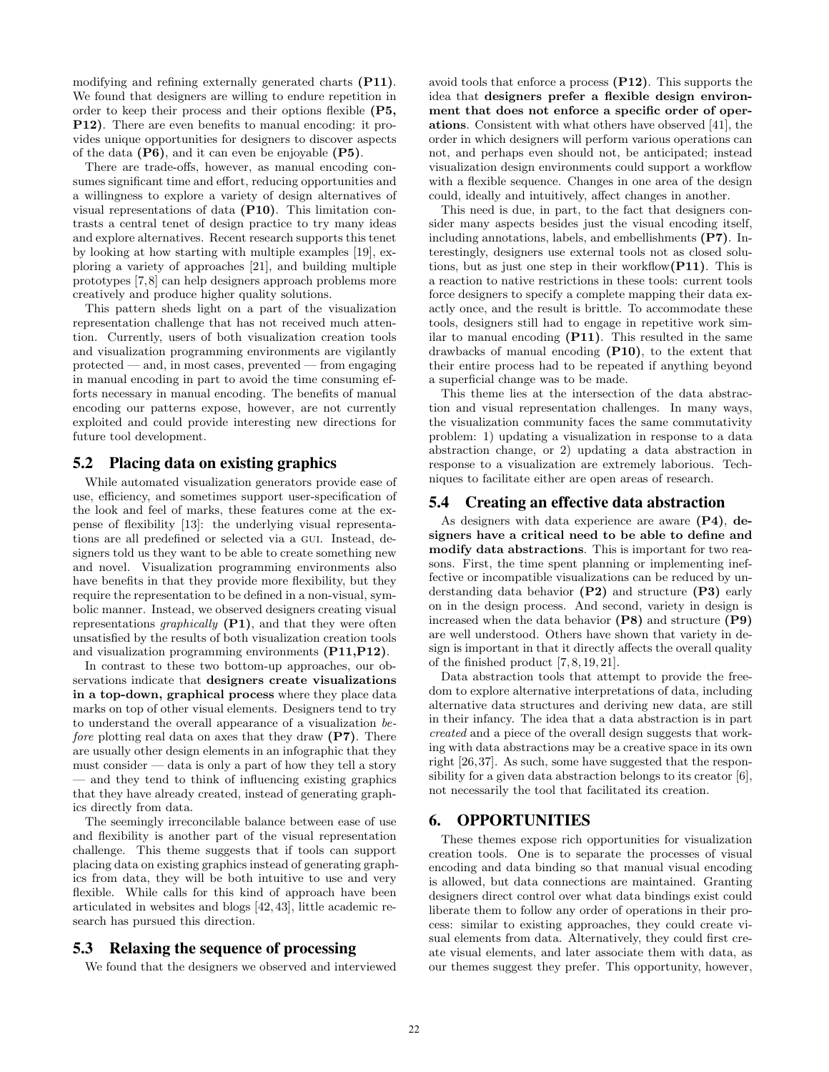modifying and refining externally generated charts **(P11)**. We found that designers are willing to endure repetition in order to keep their process and their options flexible **(P5, P12)**. There are even benefits to manual encoding: it provides unique opportunities for designers to discover aspects of the data **(P6)**, and it can even be enjoyable **(P5)**.

There are trade-offs, however, as manual encoding consumes significant time and effort, reducing opportunities and a willingness to explore a variety of design alternatives of visual representations of data **(P10)**. This limitation contrasts a central tenet of design practice to try many ideas and explore alternatives. Recent research supports this tenet by looking at how starting with multiple examples [19], exploring a variety of approaches [21], and building multiple prototypes [7,8] can help designers approach problems more creatively and produce higher quality solutions.

This pattern sheds light on a part of the visualization representation challenge that has not received much attention. Currently, users of both visualization creation tools and visualization programming environments are vigilantly protected — and, in most cases, prevented — from engaging in manual encoding in part to avoid the time consuming efforts necessary in manual encoding. The benefits of manual encoding our patterns expose, however, are not currently exploited and could provide interesting new directions for future tool development.

## 5.2 Placing data on existing graphics

While automated visualization generators provide ease of use, efficiency, and sometimes support user-specification of the look and feel of marks, these features come at the expense of flexibility [13]: the underlying visual representations are all predefined or selected via a GUI. Instead, designers told us they want to be able to create something new and novel. Visualization programming environments also have benefits in that they provide more flexibility, but they require the representation to be defined in a non-visual, symbolic manner. Instead, we observed designers creating visual representations *graphically* **(P1)**, and that they were often unsatisfied by the results of both visualization creation tools and visualization programming environments **(P11,P12)**.

In contrast to these two bottom-up approaches, our observations indicate that **designers create visualizations in a top-down, graphical process** where they place data marks on top of other visual elements. Designers tend to try to understand the overall appearance of a visualization *before* plotting real data on axes that they draw **(P7)**. There are usually other design elements in an infographic that they must consider — data is only a part of how they tell a story — and they tend to think of influencing existing graphics that they have already created, instead of generating graphics directly from data.

The seemingly irreconcilable balance between ease of use and flexibility is another part of the visual representation challenge. This theme suggests that if tools can support placing data on existing graphics instead of generating graphics from data, they will be both intuitive to use and very flexible. While calls for this kind of approach have been articulated in websites and blogs [42,43], little academic research has pursued this direction.

## 5.3 Relaxing the sequence of processing

We found that the designers we observed and interviewed avoid tools that enforce a process **(P12)**. This supports the idea that **designers prefer a flexible design environment that does not enforce a specific order of operations**. Consistent with what others have observed [41], the order in which designers will perform various operations can not, and perhaps even should not, be anticipated; instead visualization design environments could support a workflow with a flexible sequence. Changes in one area of the design could, ideally and intuitively, affect changes in another.

This need is due, in part, to the fact that designers consider many aspects besides just the visual encoding itself, including annotations, labels, and embellishments **(P7)**. Interestingly, designers use external tools not as closed solutions, but as just one step in their workflow**(P11)**. This is a reaction to native restrictions in these tools: current tools force designers to specify a complete mapping their data exactly once, and the result is brittle. To accommodate these tools, designers still had to engage in repetitive work similar to manual encoding **(P11)**. This resulted in the same drawbacks of manual encoding **(P10)**, to the extent that their entire process had to be repeated if anything beyond a superficial change was to be made.

This theme lies at the intersection of the data abstraction and visual representation challenges. In many ways, the visualization community faces the same commutativity problem: 1) updating a visualization in response to a data abstraction change, or 2) updating a data abstraction in response to a visualization are extremely laborious. Techniques to facilitate either are open areas of research.

## 5.4 Creating an effective data abstraction

As designers with data experience are aware **(P4)**, **designers have a critical need to be able to define and modify data abstractions**. This is important for two reasons. First, the time spent planning or implementing ineffective or incompatible visualizations can be reduced by understanding data behavior **(P2)** and structure **(P3)** early on in the design process. And second, variety in design is increased when the data behavior **(P8)** and structure **(P9)** are well understood. Others have shown that variety in design is important in that it directly affects the overall quality of the finished product [7,8,19,21].

Data abstraction tools that attempt to provide the freedom to explore alternative interpretations of data, including alternative data structures and deriving new data, are still in their infancy. The idea that a data abstraction is in part *created* and a piece of the overall design suggests that working with data abstractions may be a creative space in its own right [26,37]. As such, some have suggested that the responsibility for a given data abstraction belongs to its creator [6], not necessarily the tool that facilitated its creation.

# 6. OPPORTUNITIES

These themes expose rich opportunities for visualization creation tools. One is to separate the processes of visual encoding and data binding so that manual visual encoding is allowed, but data connections are maintained. Granting designers direct control over what data bindings exist could liberate them to follow any order of operations in their process: similar to existing approaches, they could create visual elements from data. Alternatively, they could first create visual elements, and later associate them with data, as our themes suggest they prefer. This opportunity, however,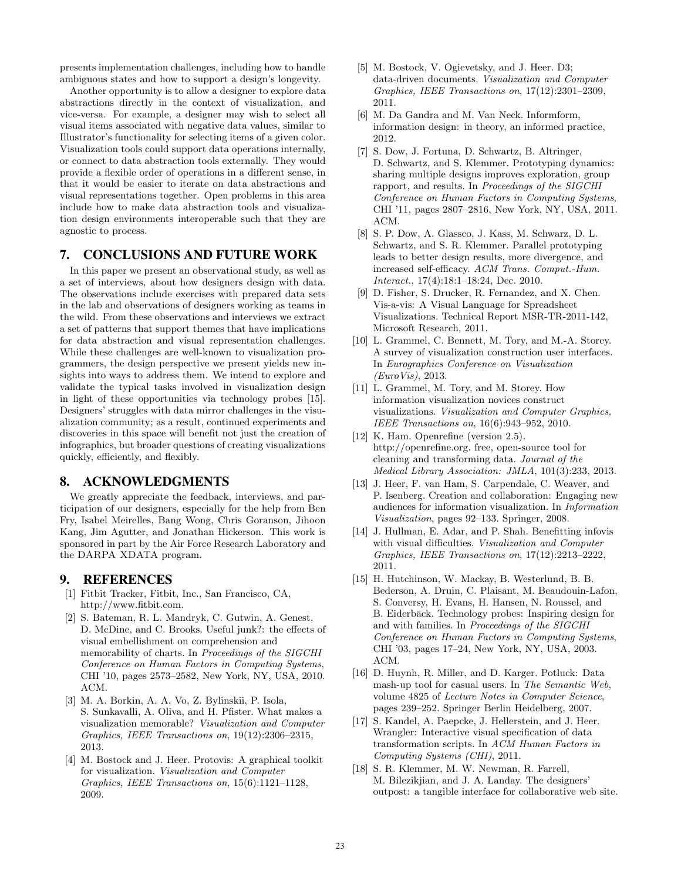presents implementation challenges, including how to handle ambiguous states and how to support a design's longevity.

Another opportunity is to allow a designer to explore data abstractions directly in the context of visualization, and vice-versa. For example, a designer may wish to select all visual items associated with negative data values, similar to Illustrator's functionality for selecting items of a given color. Visualization tools could support data operations internally, or connect to data abstraction tools externally. They would provide a flexible order of operations in a different sense, in that it would be easier to iterate on data abstractions and visual representations together. Open problems in this area include how to make data abstraction tools and visualization design environments interoperable such that they are agnostic to process.

## 7. CONCLUSIONS AND FUTURE WORK

In this paper we present an observational study, as well as a set of interviews, about how designers design with data. The observations include exercises with prepared data sets in the lab and observations of designers working as teams in the wild. From these observations and interviews we extract a set of patterns that support themes that have implications for data abstraction and visual representation challenges. While these challenges are well-known to visualization programmers, the design perspective we present yields new insights into ways to address them. We intend to explore and validate the typical tasks involved in visualization design in light of these opportunities via technology probes [15]. Designers' struggles with data mirror challenges in the visualization community; as a result, continued experiments and discoveries in this space will benefit not just the creation of infographics, but broader questions of creating visualizations quickly, efficiently, and flexibly.

## 8. ACKNOWLEDGMENTS

We greatly appreciate the feedback, interviews, and participation of our designers, especially for the help from Ben Fry, Isabel Meirelles, Bang Wong, Chris Goranson, Jihoon Kang, Jim Agutter, and Jonathan Hickerson. This work is sponsored in part by the Air Force Research Laboratory and the DARPA XDATA program.

## 9. REFERENCES

[1] Fitbit Tracker, Fitbit, Inc., San Francisco, CA, http://www.fitbit.com.

[2] S. Bateman, R. L. Mandryk, C. Gutwin, A. Genest, D. McDine, and C. Brooks. Useful junk?: the effects of visual embellishment on comprehension and memorability of charts. In *Proceedings of the SIGCHI Conference on Human Factors in Computing Systems*, CHI '10, pages 2573–2582, New York, NY, USA, 2010. ACM.

[3] M. A. Borkin, A. A. Vo, Z. Bylinskii, P. Isola, S. Sunkavalli, A. Oliva, and H. Pfister. What makes a visualization memorable? *Visualization and Computer Graphics, IEEE Transactions on*, 19(12):2306–2315, 2013.

[4] M. Bostock and J. Heer. Protovis: A graphical toolkit for visualization. *Visualization and Computer Graphics, IEEE Transactions on*, 15(6):1121–1128, 2009.

[5] M. Bostock, V. Ogievetsky, and J. Heer. D3; data-driven documents. *Visualization and Computer Graphics, IEEE Transactions on*, 17(12):2301–2309, 2011.

[6] M. Da Gandra and M. Van Neck. Informform, information design: in theory, an informed practice, 2012.

[7] S. Dow, J. Fortuna, D. Schwartz, B. Altringer, D. Schwartz, and S. Klemmer. Prototyping dynamics: sharing multiple designs improves exploration, group rapport, and results. In *Proceedings of the SIGCHI Conference on Human Factors in Computing Systems*, CHI '11, pages 2807–2816, New York, NY, USA, 2011. ACM.

[8] S. P. Dow, A. Glassco, J. Kass, M. Schwarz, D. L. Schwartz, and S. R. Klemmer. Parallel prototyping leads to better design results, more divergence, and increased self-efficacy. *ACM Trans. Comput.-Hum. Interact.*, 17(4):18:1–18:24, Dec. 2010.

[9] D. Fisher, S. Drucker, R. Fernandez, and X. Chen. Vis-a-vis: A Visual Language for Spreadsheet Visualizations. Technical Report MSR-TR-2011-142, Microsoft Research, 2011.

[10] L. Grammel, C. Bennett, M. Tory, and M.-A. Storey. A survey of visualization construction user interfaces. In *Eurographics Conference on Visualization (EuroVis)*, 2013.

[11] L. Grammel, M. Tory, and M. Storey. How information visualization novices construct visualizations. *Visualization and Computer Graphics, IEEE Transactions on*, 16(6):943–952, 2010.

[12] K. Ham. Openrefine (version 2.5). http://openrefine.org. free, open-source tool for cleaning and transforming data. *Journal of the Medical Library Association: JMLA*, 101(3):233, 2013.

[13] J. Heer, F. van Ham, S. Carpendale, C. Weaver, and P. Isenberg. Creation and collaboration: Engaging new audiences for information visualization. In *Information Visualization*, pages 92–133. Springer, 2008.

[14] J. Hullman, E. Adar, and P. Shah. Benefitting infovis with visual difficulties. *Visualization and Computer Graphics, IEEE Transactions on*, 17(12):2213–2222, 2011.

[15] H. Hutchinson, W. Mackay, B. Westerlund, B. B. Bederson, A. Druin, C. Plaisant, M. Beaudouin-Lafon, S. Conversy, H. Evans, H. Hansen, N. Roussel, and B. Eiderbäck. Technology probes: Inspiring design for and with families. In *Proceedings of the SIGCHI Conference on Human Factors in Computing Systems*, CHI '03, pages 17–24, New York, NY, USA, 2003. ACM.

[16] D. Huynh, R. Miller, and D. Karger. Potluck: Data mash-up tool for casual users. In *The Semantic Web*, volume 4825 of *Lecture Notes in Computer Science*, pages 239–252. Springer Berlin Heidelberg, 2007.

[17] S. Kandel, A. Paepcke, J. Hellerstein, and J. Heer. Wrangler: Interactive visual specification of data transformation scripts. In *ACM Human Factors in Computing Systems (CHI)*, 2011.

[18] S. R. Klemmer, M. W. Newman, R. Farrell, M. Bilezikjian, and J. A. Landay. The designers' outpost: a tangible interface for collaborative web site.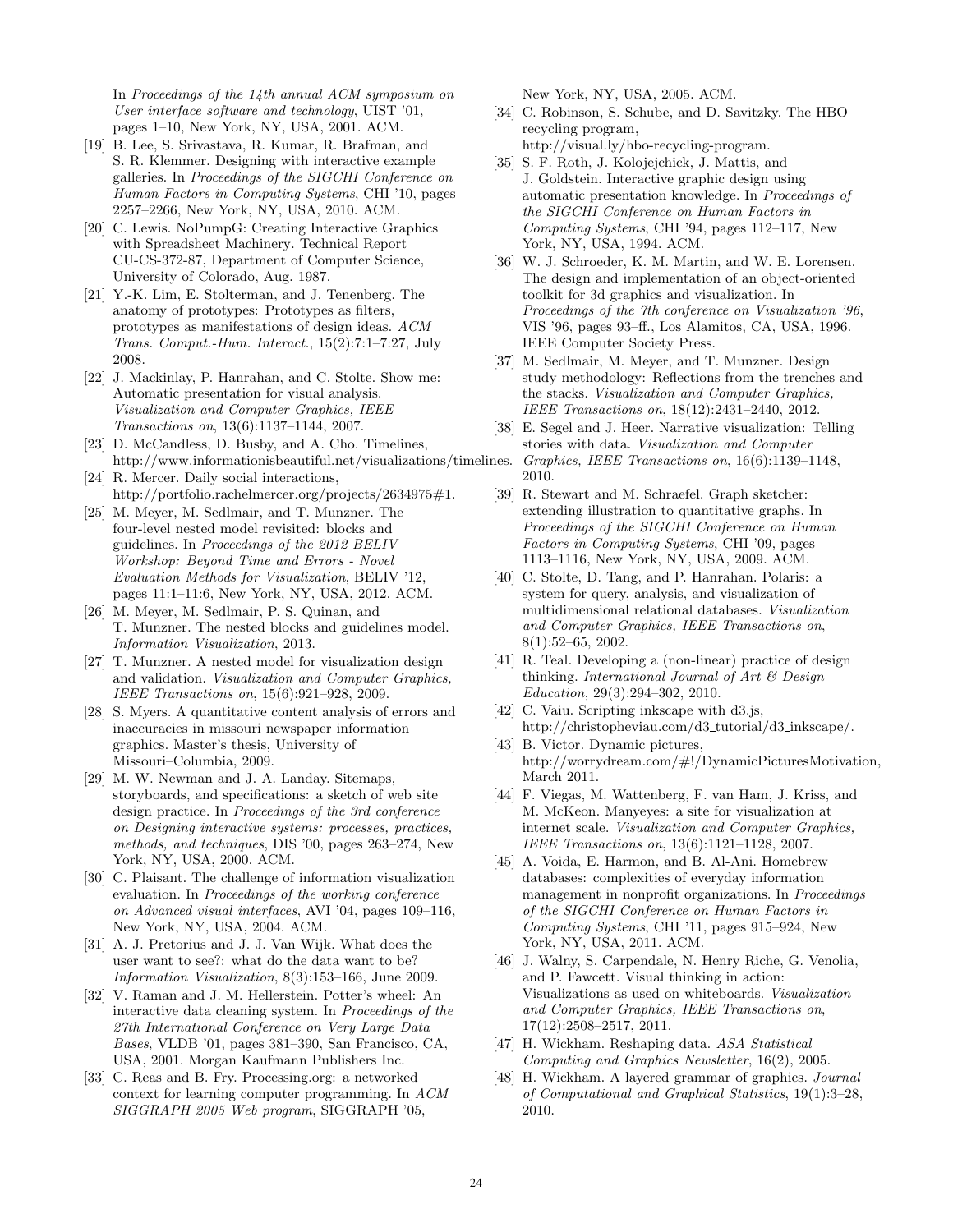In *Proceedings of the 14th annual ACM symposium on User interface software and technology*, UIST '01, pages 1–10, New York, NY, USA, 2001. ACM.

[19] B. Lee, S. Srivastava, R. Kumar, R. Brafman, and S. R. Klemmer. Designing with interactive example galleries. In *Proceedings of the SIGCHI Conference on Human Factors in Computing Systems*, CHI '10, pages 2257–2266, New York, NY, USA, 2010. ACM.

[20] C. Lewis. NoPumpG: Creating Interactive Graphics with Spreadsheet Machinery. Technical Report CU-CS-372-87, Department of Computer Science, University of Colorado, Aug. 1987.

[21] Y.-K. Lim, E. Stolterman, and J. Tenenberg. The anatomy of prototypes: Prototypes as filters, prototypes as manifestations of design ideas. *ACM Trans. Comput.-Hum. Interact.*, 15(2):7:1–7:27, July 2008.

[22] J. Mackinlay, P. Hanrahan, and C. Stolte. Show me: Automatic presentation for visual analysis. *Visualization and Computer Graphics, IEEE Transactions on*, 13(6):1137–1144, 2007.

[23] D. McCandless, D. Busby, and A. Cho. Timelines, http://www.informationisbeautiful.net/visualizations/timelines.

[24] R. Mercer. Daily social interactions, http://portfolio.rachelmercer.org/projects/2634975#1.

[25] M. Meyer, M. Sedlmair, and T. Munzner. The four-level nested model revisited: blocks and guidelines. In *Proceedings of the 2012 BELIV Workshop: Beyond Time and Errors - Novel Evaluation Methods for Visualization*, BELIV '12, pages 11:1–11:6, New York, NY, USA, 2012. ACM.

[26] M. Meyer, M. Sedlmair, P. S. Quinan, and T. Munzner. The nested blocks and guidelines model. *Information Visualization*, 2013.

[27] T. Munzner. A nested model for visualization design and validation. *Visualization and Computer Graphics, IEEE Transactions on*, 15(6):921–928, 2009.

[28] S. Myers. A quantitative content analysis of errors and inaccuracies in missouri newspaper information graphics. Master's thesis, University of Missouri–Columbia, 2009.

[29] M. W. Newman and J. A. Landay. Sitemaps, storyboards, and specifications: a sketch of web site design practice. In *Proceedings of the 3rd conference on Designing interactive systems: processes, practices, methods, and techniques*, DIS '00, pages 263–274, New York, NY, USA, 2000. ACM.

[30] C. Plaisant. The challenge of information visualization evaluation. In *Proceedings of the working conference on Advanced visual interfaces*, AVI '04, pages 109–116, New York, NY, USA, 2004. ACM.

[31] A. J. Pretorius and J. J. Van Wijk. What does the user want to see?: what do the data want to be? *Information Visualization*, 8(3):153–166, June 2009.

[32] V. Raman and J. M. Hellerstein. Potter's wheel: An interactive data cleaning system. In *Proceedings of the 27th International Conference on Very Large Data Bases*, VLDB '01, pages 381–390, San Francisco, CA, USA, 2001. Morgan Kaufmann Publishers Inc.

[33] C. Reas and B. Fry. Processing.org: a networked context for learning computer programming. In *ACM SIGGRAPH 2005 Web program*, SIGGRAPH '05, New York, NY, USA, 2005. ACM.

[34] C. Robinson, S. Schube, and D. Savitzky. The HBO recycling program, http://visual.ly/hbo-recycling-program.

[35] S. F. Roth, J. Kolojejchick, J. Mattis, and J. Goldstein. Interactive graphic design using automatic presentation knowledge. In *Proceedings of the SIGCHI Conference on Human Factors in Computing Systems*, CHI '94, pages 112–117, New York, NY, USA, 1994. ACM.

[36] W. J. Schroeder, K. M. Martin, and W. E. Lorensen. The design and implementation of an object-oriented toolkit for 3d graphics and visualization. In *Proceedings of the 7th conference on Visualization '96*, VIS '96, pages 93–ff., Los Alamitos, CA, USA, 1996. IEEE Computer Society Press.

[37] M. Sedlmair, M. Meyer, and T. Munzner. Design study methodology: Reflections from the trenches and the stacks. *Visualization and Computer Graphics, IEEE Transactions on*, 18(12):2431–2440, 2012.

[38] E. Segel and J. Heer. Narrative visualization: Telling stories with data. *Visualization and Computer Graphics, IEEE Transactions on*, 16(6):1139–1148, 2010.

[39] R. Stewart and M. Schraefel. Graph sketcher: extending illustration to quantitative graphs. In *Proceedings of the SIGCHI Conference on Human Factors in Computing Systems*, CHI '09, pages 1113–1116, New York, NY, USA, 2009. ACM.

[40] C. Stolte, D. Tang, and P. Hanrahan. Polaris: a system for query, analysis, and visualization of multidimensional relational databases. *Visualization and Computer Graphics, IEEE Transactions on*, 8(1):52–65, 2002.

[41] R. Teal. Developing a (non-linear) practice of design thinking. *International Journal of Art & Design Education*, 29(3):294–302, 2010.

[42] C. Vaiu. Scripting inkscape with d3.js, http://christopheviau.com/d3_tutorial/d3_inkscape/.

[43] B. Victor. Dynamic pictures, http://worrydream.com/#!/DynamicPicturesMotivation, March 2011.

[44] F. Viegas, M. Wattenberg, F. van Ham, J. Kriss, and M. McKeon. Manyeyes: a site for visualization at internet scale. *Visualization and Computer Graphics, IEEE Transactions on*, 13(6):1121–1128, 2007.

[45] A. Voida, E. Harmon, and B. Al-Ani. Homebrew databases: complexities of everyday information management in nonprofit organizations. In *Proceedings of the SIGCHI Conference on Human Factors in Computing Systems*, CHI '11, pages 915–924, New York, NY, USA, 2011. ACM.

[46] J. Walny, S. Carpendale, N. Henry Riche, G. Venolia, and P. Fawcett. Visual thinking in action: Visualizations as used on whiteboards. *Visualization and Computer Graphics, IEEE Transactions on*, 17(12):2508–2517, 2011.

[47] H. Wickham. Reshaping data. *ASA Statistical Computing and Graphics Newsletter*, 16(2), 2005.

[48] H. Wickham. A layered grammar of graphics. *Journal of Computational and Graphical Statistics*, 19(1):3–28, 2010.